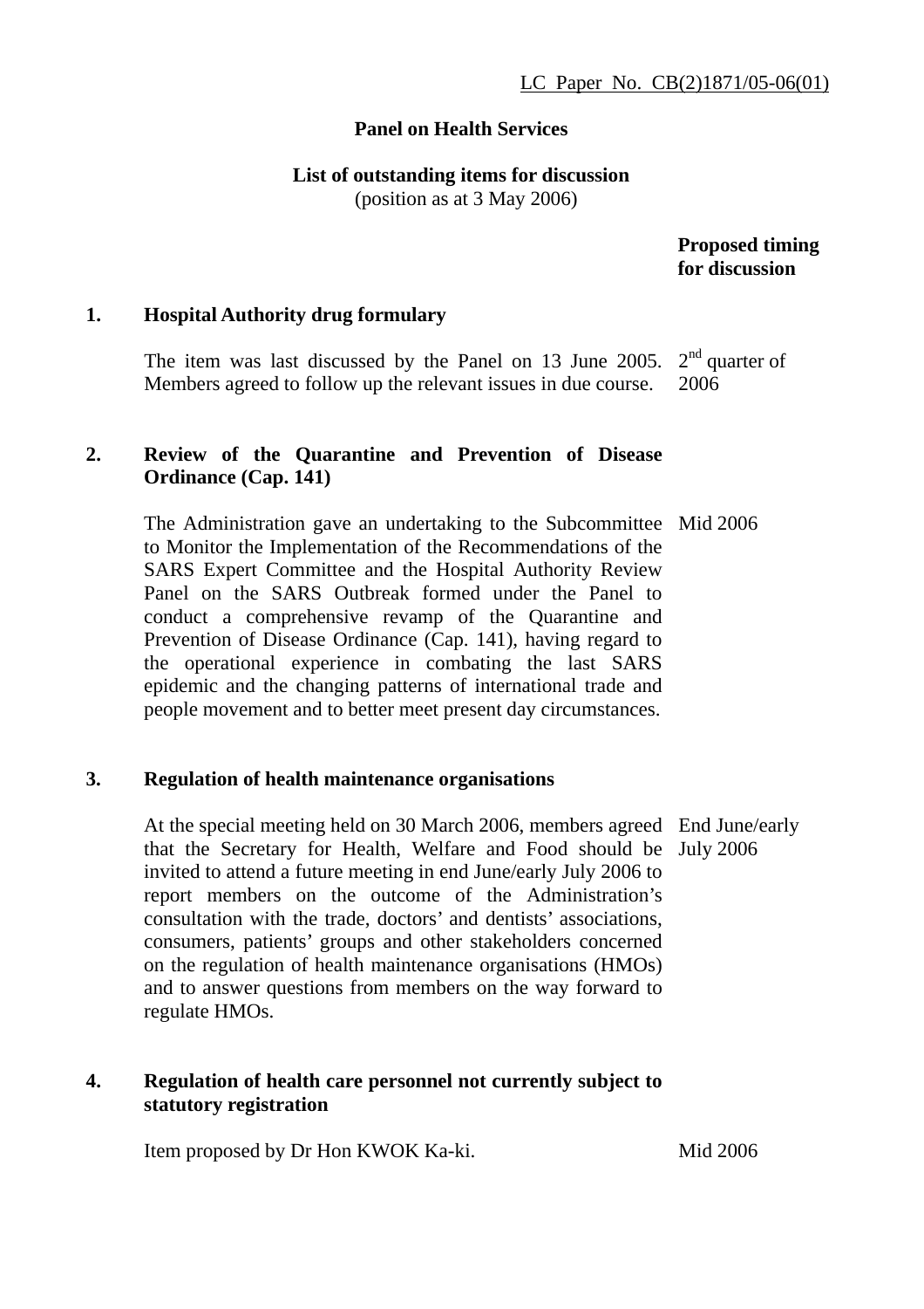LC Paper No. CB(2)1871/05-06(01)

**Panel on Health Services**

**List of outstanding items for discussion**
(position as at 3 May 2006)

| | | **Proposed timing for discussion** |
|---|---|---|
| **1.** | **Hospital Authority drug formulary** | |
| | The item was last discussed by the Panel on 13 June 2005. Members agreed to follow up the relevant issues in due course. | 2nd quarter of 2006 |
| **2.** | **Review of the Quarantine and Prevention of Disease Ordinance (Cap. 141)** | |
| | The Administration gave an undertaking to the Subcommittee to Monitor the Implementation of the Recommendations of the SARS Expert Committee and the Hospital Authority Review Panel on the SARS Outbreak formed under the Panel to conduct a comprehensive revamp of the Quarantine and Prevention of Disease Ordinance (Cap. 141), having regard to the operational experience in combating the last SARS epidemic and the changing patterns of international trade and people movement and to better meet present day circumstances. | Mid 2006 |
| **3.** | **Regulation of health maintenance organisations** | |
| | At the special meeting held on 30 March 2006, members agreed that the Secretary for Health, Welfare and Food should be invited to attend a future meeting in end June/early July 2006 to report members on the outcome of the Administration's consultation with the trade, doctors' and dentists' associations, consumers, patients' groups and other stakeholders concerned on the regulation of health maintenance organisations (HMOs) and to answer questions from members on the way forward to regulate HMOs. | End June/early July 2006 |
| **4.** | **Regulation of health care personnel not currently subject to statutory registration** | |
| | Item proposed by Dr Hon KWOK Ka-ki. | Mid 2006 |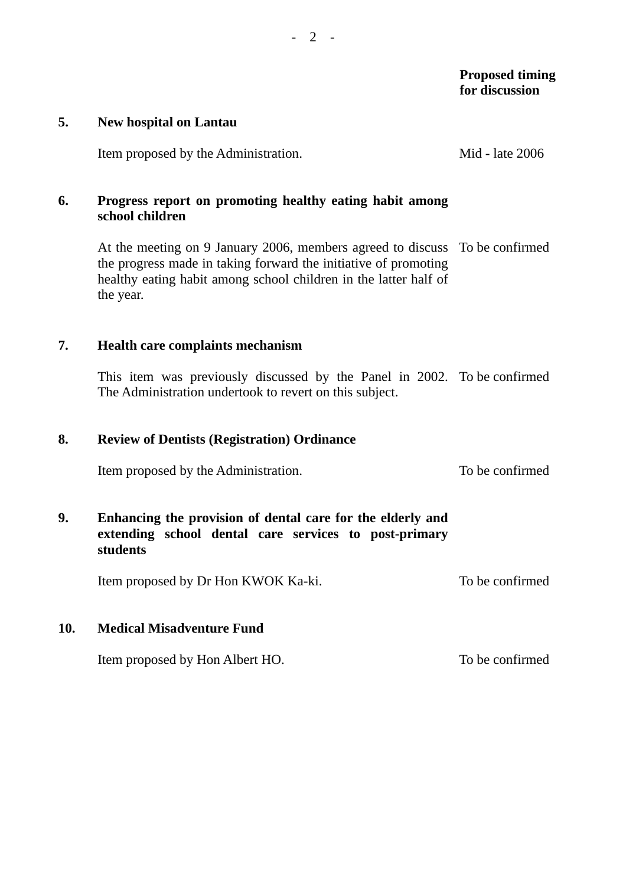| | | Proposed timing for discussion |
|---|---|---|
| **5.** | **New hospital on Lantau** | |
| | Item proposed by the Administration. | Mid - late 2006 |
| **6.** | **Progress report on promoting healthy eating habit among school children** | |
| | At the meeting on 9 January 2006, members agreed to discuss the progress made in taking forward the initiative of promoting healthy eating habit among school children in the latter half of the year. | To be confirmed |
| **7.** | **Health care complaints mechanism** | |
| | This item was previously discussed by the Panel in 2002. The Administration undertook to revert on this subject. | To be confirmed |
| **8.** | **Review of Dentists (Registration) Ordinance** | |
| | Item proposed by the Administration. | To be confirmed |
| **9.** | **Enhancing the provision of dental care for the elderly and extending school dental care services to post-primary students** | |
| | Item proposed by Dr Hon KWOK Ka-ki. | To be confirmed |
| **10.** | **Medical Misadventure Fund** | |
| | Item proposed by Hon Albert HO. | To be confirmed |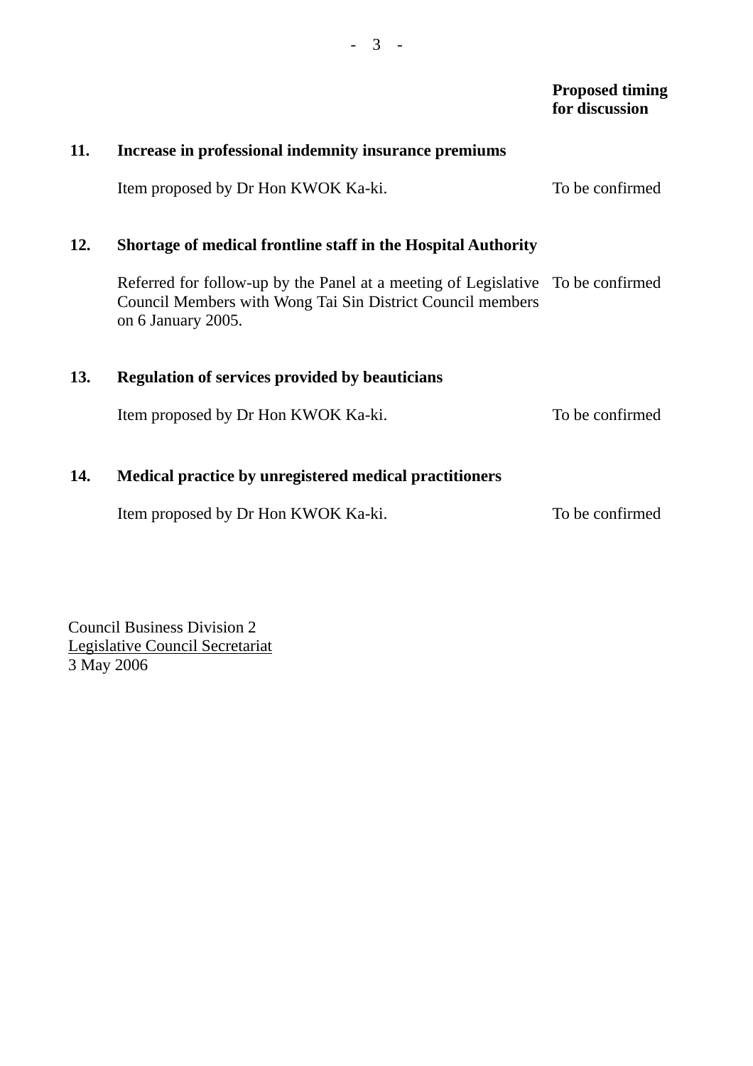| | | Proposed timing for discussion |
|---|---|---|
| **11.** | **Increase in professional indemnity insurance premiums** | |
| | Item proposed by Dr Hon KWOK Ka-ki. | To be confirmed |
| **12.** | **Shortage of medical frontline staff in the Hospital Authority** | |
| | Referred for follow-up by the Panel at a meeting of Legislative Council Members with Wong Tai Sin District Council members on 6 January 2005. | To be confirmed |
| **13.** | **Regulation of services provided by beauticians** | |
| | Item proposed by Dr Hon KWOK Ka-ki. | To be confirmed |
| **14.** | **Medical practice by unregistered medical practitioners** | |
| | Item proposed by Dr Hon KWOK Ka-ki. | To be confirmed |

Council Business Division 2
Legislative Council Secretariat
3 May 2006